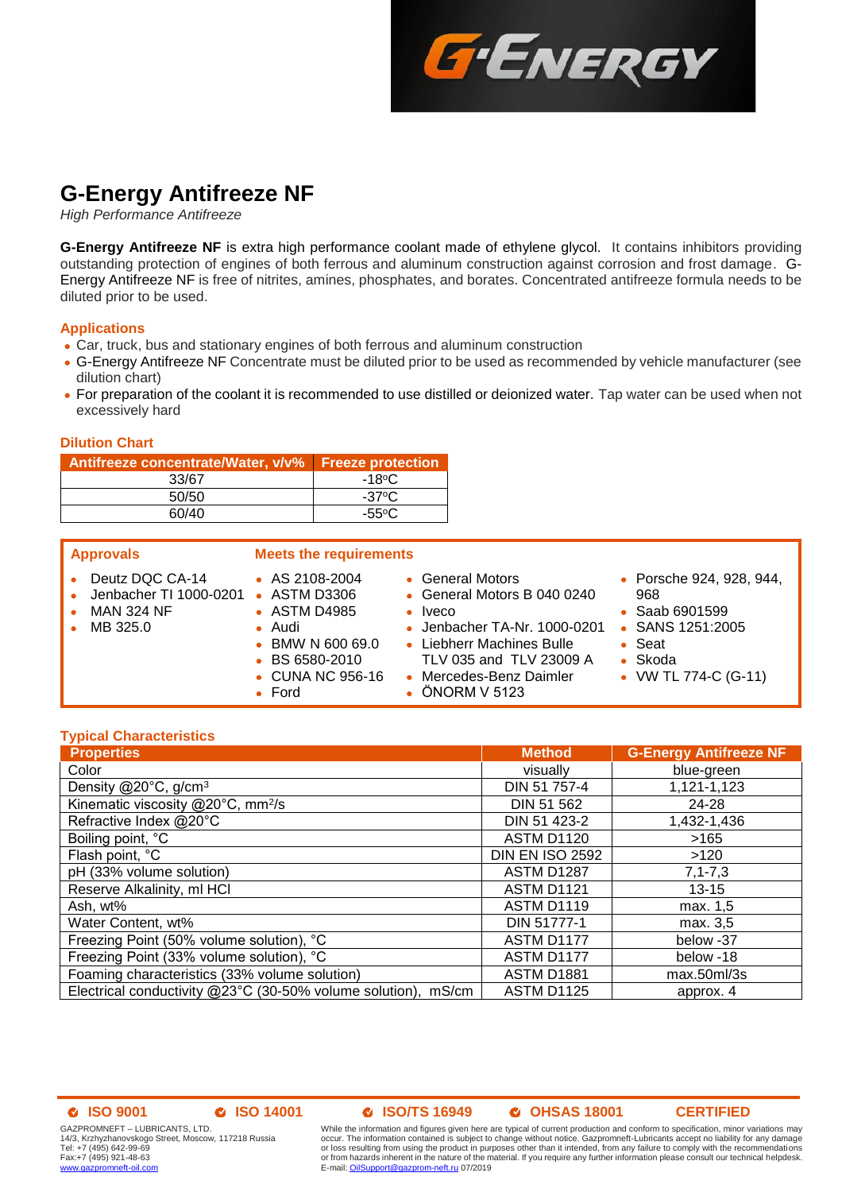G-ENERGY

# G-Energy Antifreeze NF

*High Performance Antifreeze*

**G-Energy Antifreeze NF** is extra high performance coolant made of ethylene glycol. It contains inhibitors providing outstanding protection of engines of both ferrous and aluminum construction against corrosion and frost damage. G-Energy Antifreeze NF is free of nitrites, amines, phosphates, and borates. Concentrated antifreeze formula needs to be diluted prior to be used.

## Applications

- Car, truck, bus and stationary engines of both ferrous and aluminum construction
- G-Energy Antifreeze NF Concentrate must be diluted prior to be used as recommended by vehicle manufacturer (see dilution chart)
- For preparation of the coolant it is recommended to use distilled or deionized water. Tap water can be used when not excessively hard

## Dilution Chart

| Antifreeze concentrate/Water, v/v% | Freeze protection |
|---|---|
| 33/67 | -18°C |
| 50/50 | -37°C |
| 60/40 | -55°C |

## Approvals

- Deutz DQC CA-14
- Jenbacher TI 1000-0201
- MAN 324 NF
- MB 325.0

## Meets the requirements

- AS 2108-2004
- ASTM D3306
- ASTM D4985
- Audi
- BMW N 600 69.0
- BS 6580-2010
- CUNA NC 956-16
- Ford
- General Motors
- General Motors B 040 0240
- Iveco
- Jenbacher TA-Nr. 1000-0201
- Liebherr Machines Bulle TLV 035 and TLV 23009 A
- Mercedes-Benz Daimler
- ÖNORM V 5123
- Porsche 924, 928, 944, 968
- Saab 6901599
- SANS 1251:2005
- Seat
- Skoda
- VW TL 774-C (G-11)

## Typical Characteristics

| Properties | Method | G-Energy Antifreeze NF |
|---|---|---|
| Color | visually | blue-green |
| Density @20°C, g/cm³ | DIN 51 757-4 | 1,121-1,123 |
| Kinematic viscosity @20°C, mm²/s | DIN 51 562 | 24-28 |
| Refractive Index @20°C | DIN 51 423-2 | 1,432-1,436 |
| Boiling point, °C | ASTM D1120 | >165 |
| Flash point, °C | DIN EN ISO 2592 | >120 |
| pH (33% volume solution) | ASTM D1287 | 7,1-7,3 |
| Reserve Alkalinity, ml HCl | ASTM D1121 | 13-15 |
| Ash, wt% | ASTM D1119 | max. 1,5 |
| Water Content, wt% | DIN 51777-1 | max. 3,5 |
| Freezing Point (50% volume solution), °C | ASTM D1177 | below -37 |
| Freezing Point (33% volume solution), °C | ASTM D1177 | below -18 |
| Foaming characteristics (33% volume solution) | ASTM D1881 | max.50ml/3s |
| Electrical conductivity @23°C (30-50% volume solution), mS/cm | ASTM D1125 | approx. 4 |

ISO 9001 | ISO 14001 | ISO/TS 16949 | OHSAS 18001 | CERTIFIED

GAZPROMNEFT – LUBRICANTS, LTD.
14/3, Krzhyzhanovskogo Street, Moscow, 117218 Russia
Tel: +7 (495) 642-99-69
Fax:+7 (495) 921-48-63
www.gazpromneft-oil.com

While the information and figures given here are typical of current production and conform to specification, minor variations may occur. The information contained is subject to change without notice. Gazpromneft-Lubricants accept no liability for any damage or loss resulting from using the product in purposes other than it intended, from any failure to comply with the recommendations or from hazards inherent in the nature of the material. If you require any further information please consult our technical helpdesk. E-mail: OilSupport@gazprom-neft.ru 07/2019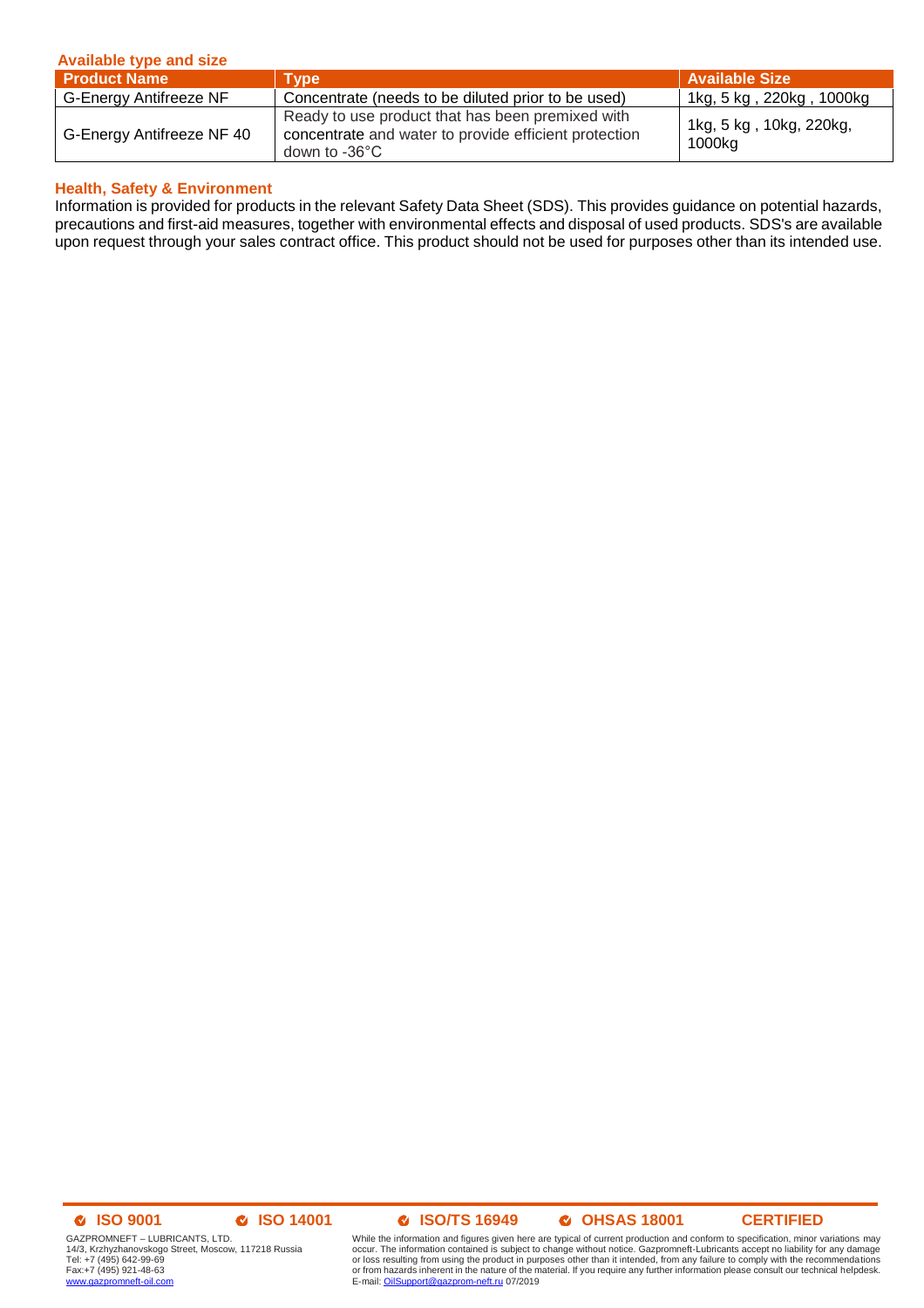## Available type and size

| Product Name | Type | Available Size |
|---|---|---|
| G-Energy Antifreeze NF | Concentrate (needs to be diluted prior to be used) | 1kg, 5 kg , 220kg , 1000kg |
| G-Energy Antifreeze NF 40 | Ready to use product that has been premixed with concentrate and water to provide efficient protection down to -36°C | 1kg, 5 kg , 10kg, 220kg, 1000kg |

## Health, Safety & Environment

Information is provided for products in the relevant Safety Data Sheet (SDS). This provides guidance on potential hazards, precautions and first-aid measures, together with environmental effects and disposal of used products. SDS's are available upon request through your sales contract office. This product should not be used for purposes other than its intended use.

**ISO 9001** **ISO 14001** **ISO/TS 16949** **OHSAS 18001** **CERTIFIED**

GAZPROMNEFT – LUBRICANTS, LTD.
14/3, Krzhyzhanovskogo Street, Moscow, 117218 Russia
Tel: +7 (495) 642-99-69
Fax:+7 (495) 921-48-63
www.gazpromneft-oil.com

While the information and figures given here are typical of current production and conform to specification, minor variations may occur. The information contained is subject to change without notice. Gazpromneft-Lubricants accept no liability for any damage or loss resulting from using the product in purposes other than it intended, from any failure to comply with the recommendations or from hazards inherent in the nature of the material. If you require any further information please consult our technical helpdesk. E-mail: OilSupport@gazprom-neft.ru 07/2019